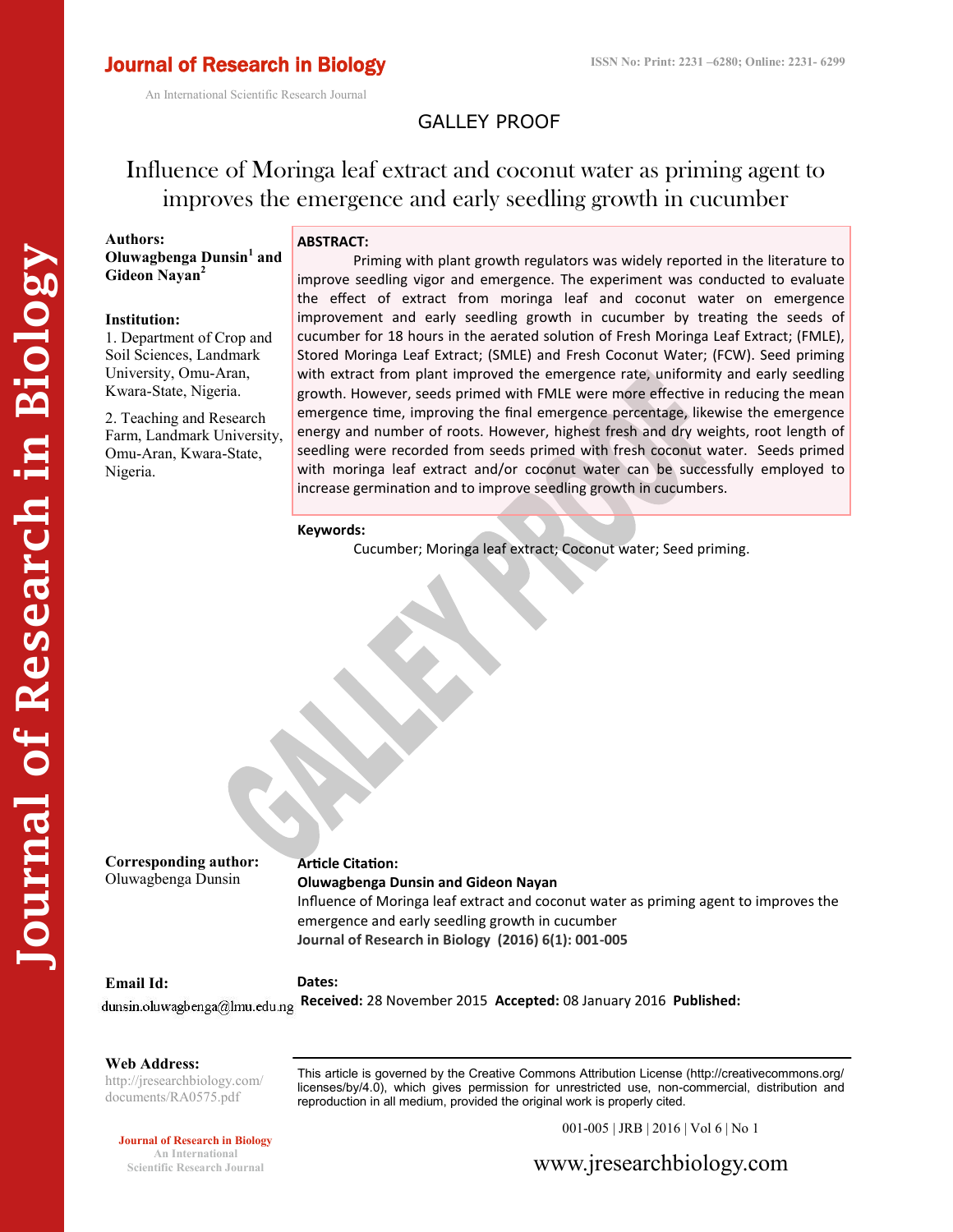# Influence of Moringa leaf extract and coconut water as priming agent to improves the emergence and early seedling growth in cucumber

**Authors:**
**Oluwagbenga Dunsin[1] and Gideon Nayan[2]**

**Institution:**

1. Department of Crop and Soil Sciences, Landmark University, Omu-Aran, Kwara-State, Nigeria.

2. Teaching and Research Farm, Landmark University, Omu-Aran, Kwara-State, Nigeria.

**Corresponding author:**
Oluwagbenga Dunsin

**Email Id:**
dunsin.oluwagbenga@lmu.edu.ng

**Web Address:**
http://jresearchbiology.com/documents/RA0575.pdf

## ABSTRACT:

Priming with plant growth regulators was widely reported in the literature to improve seedling vigor and emergence. The experiment was conducted to evaluate the effect of extract from moringa leaf and coconut water on emergence improvement and early seedling growth in cucumber by treating the seeds of cucumber for 18 hours in the aerated solution of Fresh Moringa Leaf Extract; (FMLE), Stored Moringa Leaf Extract; (SMLE) and Fresh Coconut Water; (FCW). Seed priming with extract from plant improved the emergence rate, uniformity and early seedling growth. However, seeds primed with FMLE were more effective in reducing the mean emergence time, improving the final emergence percentage, likewise the emergence energy and number of roots. However, highest fresh and dry weights, root length of seedling were recorded from seeds primed with fresh coconut water. Seeds primed with moringa leaf extract and/or coconut water can be successfully employed to increase germination and to improve seedling growth in cucumbers.

**Keywords:**

Cucumber; Moringa leaf extract; Coconut water; Seed priming.

**Article Citation:**
**Oluwagbenga Dunsin and Gideon Nayan**
Influence of Moringa leaf extract and coconut water as priming agent to improves the emergence and early seedling growth in cucumber
**Journal of Research in Biology (2016) 6(1): 001-005**

**Dates:**
**Received:** 28 November 2015 **Accepted:** 08 January 2016 **Published:**

This article is governed by the Creative Commons Attribution License (http://creativecommons.org/licenses/by/4.0), which gives permission for unrestricted use, non-commercial, distribution and reproduction in all medium, provided the original work is properly cited.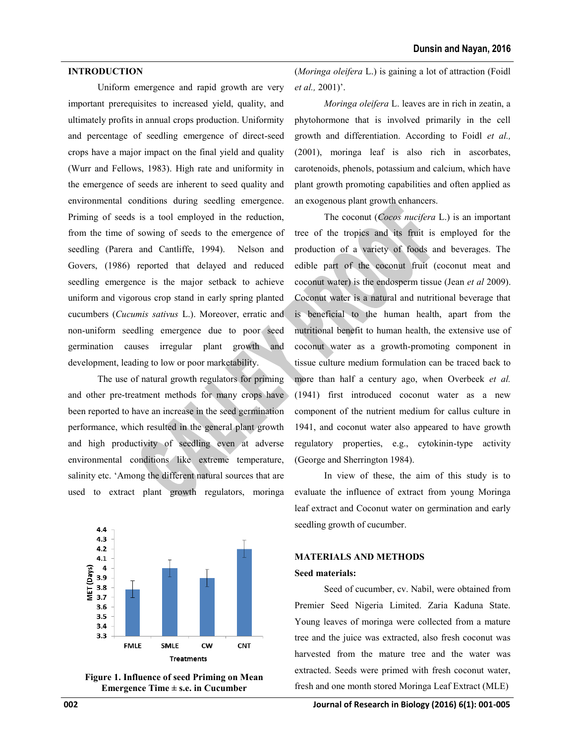## INTRODUCTION

Uniform emergence and rapid growth are very important prerequisites to increased yield, quality, and ultimately profits in annual crops production. Uniformity and percentage of seedling emergence of direct-seed crops have a major impact on the final yield and quality (Wurr and Fellows, 1983). High rate and uniformity in the emergence of seeds are inherent to seed quality and environmental conditions during seedling emergence. Priming of seeds is a tool employed in the reduction, from the time of sowing of seeds to the emergence of seedling (Parera and Cantliffe, 1994). Nelson and Govers, (1986) reported that delayed and reduced seedling emergence is the major setback to achieve uniform and vigorous crop stand in early spring planted cucumbers (*Cucumis sativus* L.). Moreover, erratic and non-uniform seedling emergence due to poor seed germination causes irregular plant growth and development, leading to low or poor marketability.

The use of natural growth regulators for priming and other pre-treatment methods for many crops have been reported to have an increase in the seed germination performance, which resulted in the general plant growth and high productivity of seedling even at adverse environmental conditions like extreme temperature, salinity etc. 'Among the different natural sources that are used to extract plant growth regulators, moringa (*Moringa oleifera* L.) is gaining a lot of attraction (Foidl *et al.,* 2001)'.

*Moringa oleifera* L. leaves are in rich in zeatin, a phytohormone that is involved primarily in the cell growth and differentiation. According to Foidl *et al.,* (2001), moringa leaf is also rich in ascorbates, carotenoids, phenols, potassium and calcium, which have plant growth promoting capabilities and often applied as an exogenous plant growth enhancers.

The coconut (*Cocos nucifera* L.) is an important tree of the tropics and its fruit is employed for the production of a variety of foods and beverages. The edible part of the coconut fruit (coconut meat and coconut water) is the endosperm tissue (Jean *et al* 2009). Coconut water is a natural and nutritional beverage that is beneficial to the human health, apart from the nutritional benefit to human health, the extensive use of coconut water as a growth-promoting component in tissue culture medium formulation can be traced back to more than half a century ago, when Overbeek *et al.* (1941) first introduced coconut water as a new component of the nutrient medium for callus culture in 1941, and coconut water also appeared to have growth regulatory properties, e.g., cytokinin-type activity (George and Sherrington 1984).

In view of these, the aim of this study is to evaluate the influence of extract from young Moringa leaf extract and Coconut water on germination and early seedling growth of cucumber.

**Figure 1. Influence of seed Priming on Mean Emergence Time ± s.e. in Cucumber**

## MATERIALS AND METHODS

### Seed materials:

Seed of cucumber, cv. Nabil, were obtained from Premier Seed Nigeria Limited. Zaria Kaduna State. Young leaves of moringa were collected from a mature tree and the juice was extracted, also fresh coconut was harvested from the mature tree and the water was extracted. Seeds were primed with fresh coconut water, fresh and one month stored Moringa Leaf Extract (MLE)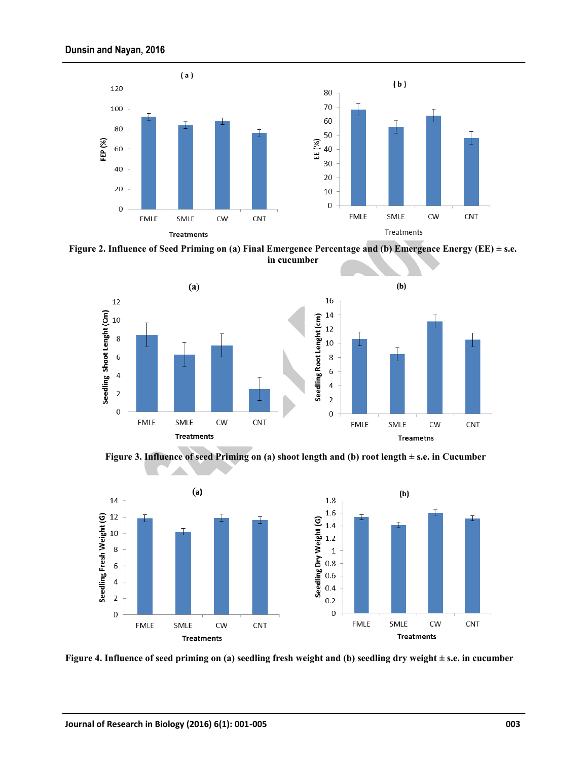Figure 2. Influence of Seed Priming on (a) Final Emergence Percentage and (b) Emergence Energy (EE) ± s.e. in cucumber

Figure 3. Influence of seed Priming on (a) shoot length and (b) root length ± s.e. in Cucumber

Figure 4. Influence of seed priming on (a) seedling fresh weight and (b) seedling dry weight ± s.e. in cucumber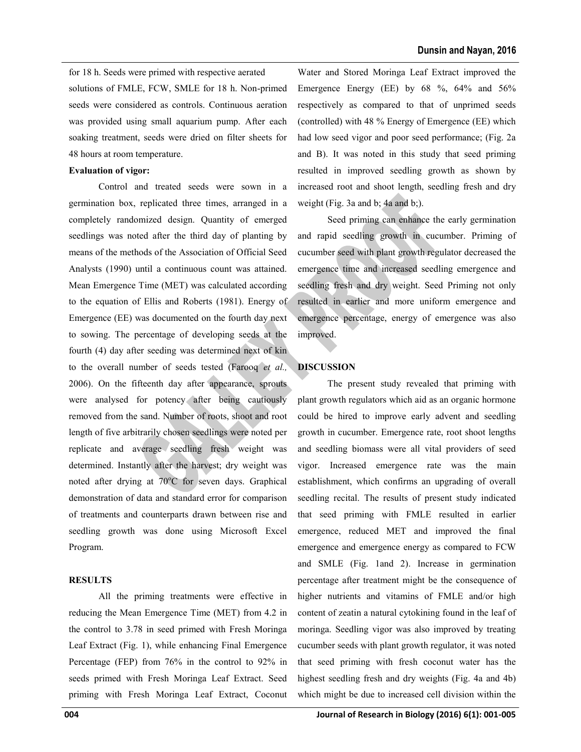for 18 h. Seeds were primed with respective aerated solutions of FMLE, FCW, SMLE for 18 h. Non-primed seeds were considered as controls. Continuous aeration was provided using small aquarium pump. After each soaking treatment, seeds were dried on filter sheets for 48 hours at room temperature.

**Evaluation of vigor:**

Control and treated seeds were sown in a germination box, replicated three times, arranged in a completely randomized design. Quantity of emerged seedlings was noted after the third day of planting by means of the methods of the Association of Official Seed Analysts (1990) until a continuous count was attained. Mean Emergence Time (MET) was calculated according to the equation of Ellis and Roberts (1981). Energy of Emergence (EE) was documented on the fourth day next to sowing. The percentage of developing seeds at the fourth (4) day after seeding was determined next of kin to the overall number of seeds tested (Farooq *et al.,* 2006). On the fifteenth day after appearance, sprouts were analysed for potency after being cautiously removed from the sand. Number of roots, shoot and root length of five arbitrarily chosen seedlings were noted per replicate and average seedling fresh weight was determined. Instantly after the harvest; dry weight was noted after drying at 70°C for seven days. Graphical demonstration of data and standard error for comparison of treatments and counterparts drawn between rise and seedling growth was done using Microsoft Excel Program.

## RESULTS

All the priming treatments were effective in reducing the Mean Emergence Time (MET) from 4.2 in the control to 3.78 in seed primed with Fresh Moringa Leaf Extract (Fig. 1), while enhancing Final Emergence Percentage (FEP) from 76% in the control to 92% in seeds primed with Fresh Moringa Leaf Extract. Seed priming with Fresh Moringa Leaf Extract, Coconut Water and Stored Moringa Leaf Extract improved the Emergence Energy (EE) by 68 %, 64% and 56% respectively as compared to that of unprimed seeds (controlled) with 48 % Energy of Emergence (EE) which had low seed vigor and poor seed performance; (Fig. 2a and B). It was noted in this study that seed priming resulted in improved seedling growth as shown by increased root and shoot length, seedling fresh and dry weight (Fig. 3a and b; 4a and b;).

Seed priming can enhance the early germination and rapid seedling growth in cucumber. Priming of cucumber seed with plant growth regulator decreased the emergence time and increased seedling emergence and seedling fresh and dry weight. Seed Priming not only resulted in earlier and more uniform emergence and emergence percentage, energy of emergence was also improved.

## DISCUSSION

The present study revealed that priming with plant growth regulators which aid as an organic hormone could be hired to improve early advent and seedling growth in cucumber. Emergence rate, root shoot lengths and seedling biomass were all vital providers of seed vigor. Increased emergence rate was the main establishment, which confirms an upgrading of overall seedling recital. The results of present study indicated that seed priming with FMLE resulted in earlier emergence, reduced MET and improved the final emergence and emergence energy as compared to FCW and SMLE (Fig. 1and 2). Increase in germination percentage after treatment might be the consequence of higher nutrients and vitamins of FMLE and/or high content of zeatin a natural cytokining found in the leaf of moringa. Seedling vigor was also improved by treating cucumber seeds with plant growth regulator, it was noted that seed priming with fresh coconut water has the highest seedling fresh and dry weights (Fig. 4a and 4b) which might be due to increased cell division within the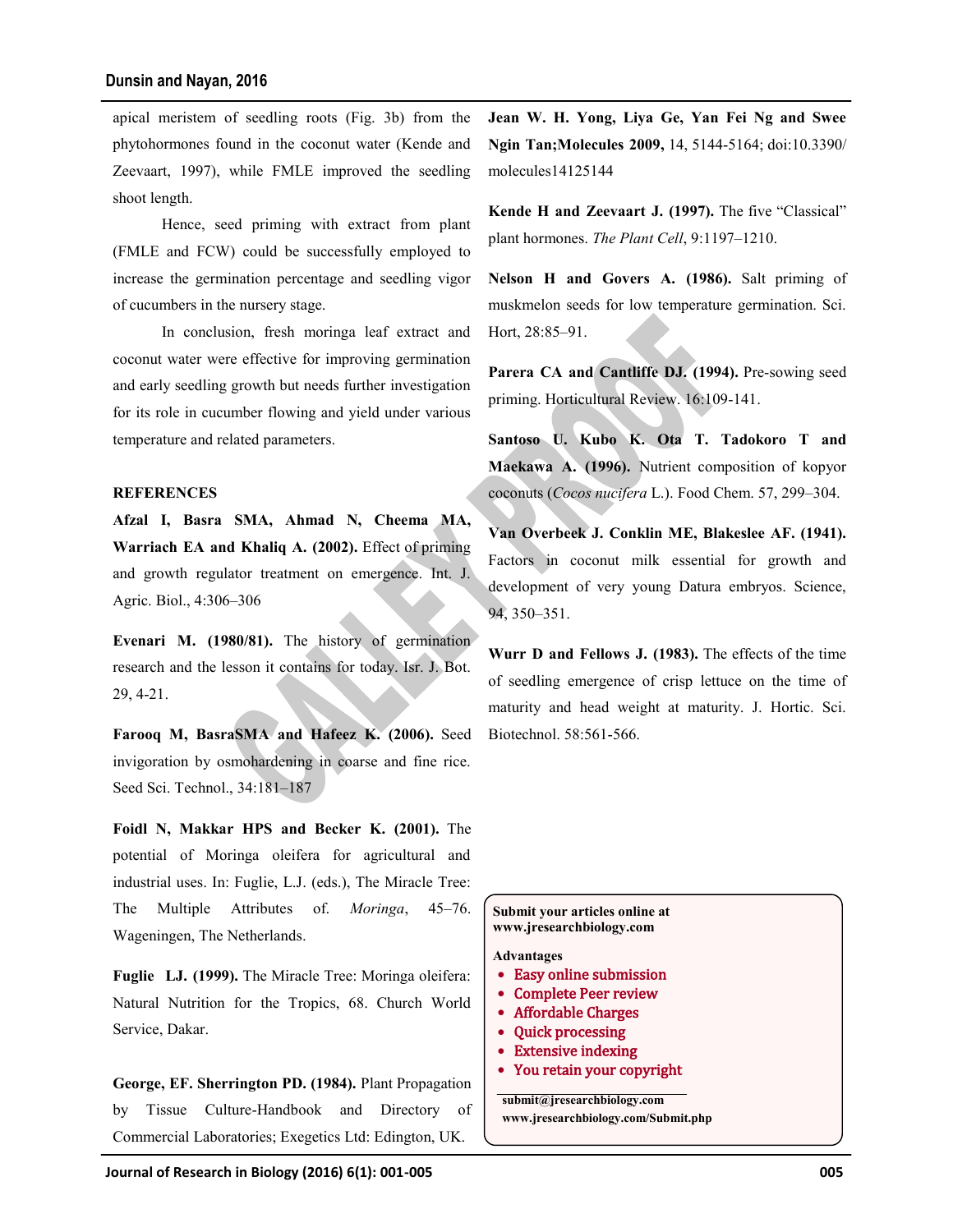apical meristem of seedling roots (Fig. 3b) from the phytohormones found in the coconut water (Kende and Zeevaart, 1997), while FMLE improved the seedling shoot length.

Hence, seed priming with extract from plant (FMLE and FCW) could be successfully employed to increase the germination percentage and seedling vigor of cucumbers in the nursery stage.

In conclusion, fresh moringa leaf extract and coconut water were effective for improving germination and early seedling growth but needs further investigation for its role in cucumber flowing and yield under various temperature and related parameters.

## REFERENCES

**Afzal I, Basra SMA, Ahmad N, Cheema MA, Warriach EA and Khaliq A. (2002).** Effect of priming and growth regulator treatment on emergence. Int. J. Agric. Biol., 4:306–306

**Evenari M. (1980/81).** The history of germination research and the lesson it contains for today. Isr. J. Bot. 29, 4-21.

**Farooq M, BasraSMA and Hafeez K. (2006).** Seed invigoration by osmohardening in coarse and fine rice. Seed Sci. Technol., 34:181–187

**Foidl N, Makkar HPS and Becker K. (2001).** The potential of Moringa oleifera for agricultural and industrial uses. In: Fuglie, L.J. (eds.), The Miracle Tree: The Multiple Attributes of. *Moringa*, 45–76. Wageningen, The Netherlands.

**Fuglie LJ. (1999).** The Miracle Tree: Moringa oleifera: Natural Nutrition for the Tropics, 68. Church World Service, Dakar.

**George, EF. Sherrington PD. (1984).** Plant Propagation by Tissue Culture-Handbook and Directory of Commercial Laboratories; Exegetics Ltd: Edington, UK.

**Jean W. H. Yong, Liya Ge, Yan Fei Ng and Swee Ngin Tan;Molecules 2009,** 14, 5144-5164; doi:10.3390/molecules14125144

**Kende H and Zeevaart J. (1997).** The five "Classical" plant hormones. *The Plant Cell*, 9:1197–1210.

**Nelson H and Govers A. (1986).** Salt priming of muskmelon seeds for low temperature germination. Sci. Hort, 28:85–91.

**Parera CA and Cantliffe DJ. (1994).** Pre-sowing seed priming. Horticultural Review. 16:109-141.

**Santoso U. Kubo K. Ota T. Tadokoro T and Maekawa A. (1996).** Nutrient composition of kopyor coconuts (*Cocos nucifera* L.). Food Chem. 57, 299–304.

**Van Overbeek J. Conklin ME, Blakeslee AF. (1941).** Factors in coconut milk essential for growth and development of very young Datura embryos. Science, 94, 350–351.

**Wurr D and Fellows J. (1983).** The effects of the time of seedling emergence of crisp lettuce on the time of maturity and head weight at maturity. J. Hortic. Sci. Biotechnol. 58:561-566.

**Submit your articles online at www.jresearchbiology.com**

**Advantages**

- Easy online submission
- Complete Peer review
- Affordable Charges
- Quick processing
- Extensive indexing
- You retain your copyright

**submit@jresearchbiology.com**
**www.jresearchbiology.com/Submit.php**